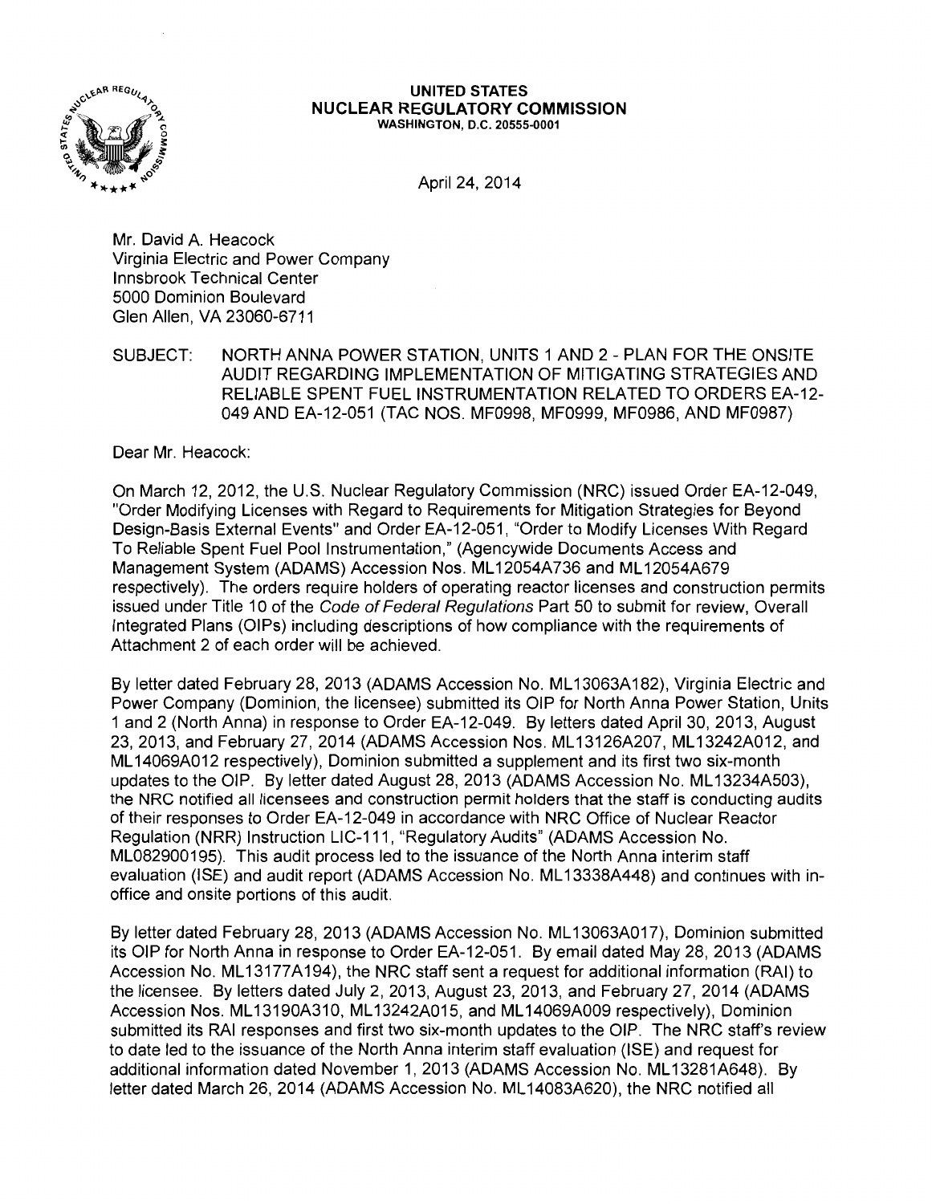**UNITED STATES**
**NUCLEAR REGULATORY COMMISSION**
**WASHINGTON, D.C. 20555-0001**

April 24, 2014

Mr. David A. Heacock
Virginia Electric and Power Company
Innsbrook Technical Center
5000 Dominion Boulevard
Glen Allen, VA 23060-6711

SUBJECT: NORTH ANNA POWER STATION, UNITS 1 AND 2 - PLAN FOR THE ONSITE AUDIT REGARDING IMPLEMENTATION OF MITIGATING STRATEGIES AND RELIABLE SPENT FUEL INSTRUMENTATION RELATED TO ORDERS EA-12-049 AND EA-12-051 (TAC NOS. MF0998, MF0999, MF0986, AND MF0987)

Dear Mr. Heacock:

On March 12, 2012, the U.S. Nuclear Regulatory Commission (NRC) issued Order EA-12-049, "Order Modifying Licenses with Regard to Requirements for Mitigation Strategies for Beyond Design-Basis External Events" and Order EA-12-051, "Order to Modify Licenses With Regard To Reliable Spent Fuel Pool Instrumentation," (Agencywide Documents Access and Management System (ADAMS) Accession Nos. ML12054A736 and ML12054A679 respectively). The orders require holders of operating reactor licenses and construction permits issued under Title 10 of the *Code of Federal Regulations* Part 50 to submit for review, Overall Integrated Plans (OIPs) including descriptions of how compliance with the requirements of Attachment 2 of each order will be achieved.

By letter dated February 28, 2013 (ADAMS Accession No. ML13063A182), Virginia Electric and Power Company (Dominion, the licensee) submitted its OIP for North Anna Power Station, Units 1 and 2 (North Anna) in response to Order EA-12-049. By letters dated April 30, 2013, August 23, 2013, and February 27, 2014 (ADAMS Accession Nos. ML13126A207, ML13242A012, and ML14069A012 respectively), Dominion submitted a supplement and its first two six-month updates to the OIP. By letter dated August 28, 2013 (ADAMS Accession No. ML13234A503), the NRC notified all licensees and construction permit holders that the staff is conducting audits of their responses to Order EA-12-049 in accordance with NRC Office of Nuclear Reactor Regulation (NRR) Instruction LIC-111, "Regulatory Audits" (ADAMS Accession No. ML082900195). This audit process led to the issuance of the North Anna interim staff evaluation (ISE) and audit report (ADAMS Accession No. ML13338A448) and continues with in-office and onsite portions of this audit.

By letter dated February 28, 2013 (ADAMS Accession No. ML13063A017), Dominion submitted its OIP for North Anna in response to Order EA-12-051. By email dated May 28, 2013 (ADAMS Accession No. ML13177A194), the NRC staff sent a request for additional information (RAI) to the licensee. By letters dated July 2, 2013, August 23, 2013, and February 27, 2014 (ADAMS Accession Nos. ML13190A310, ML13242A015, and ML14069A009 respectively), Dominion submitted its RAI responses and first two six-month updates to the OIP. The NRC staff's review to date led to the issuance of the North Anna interim staff evaluation (ISE) and request for additional information dated November 1, 2013 (ADAMS Accession No. ML13281A648). By letter dated March 26, 2014 (ADAMS Accession No. ML14083A620), the NRC notified all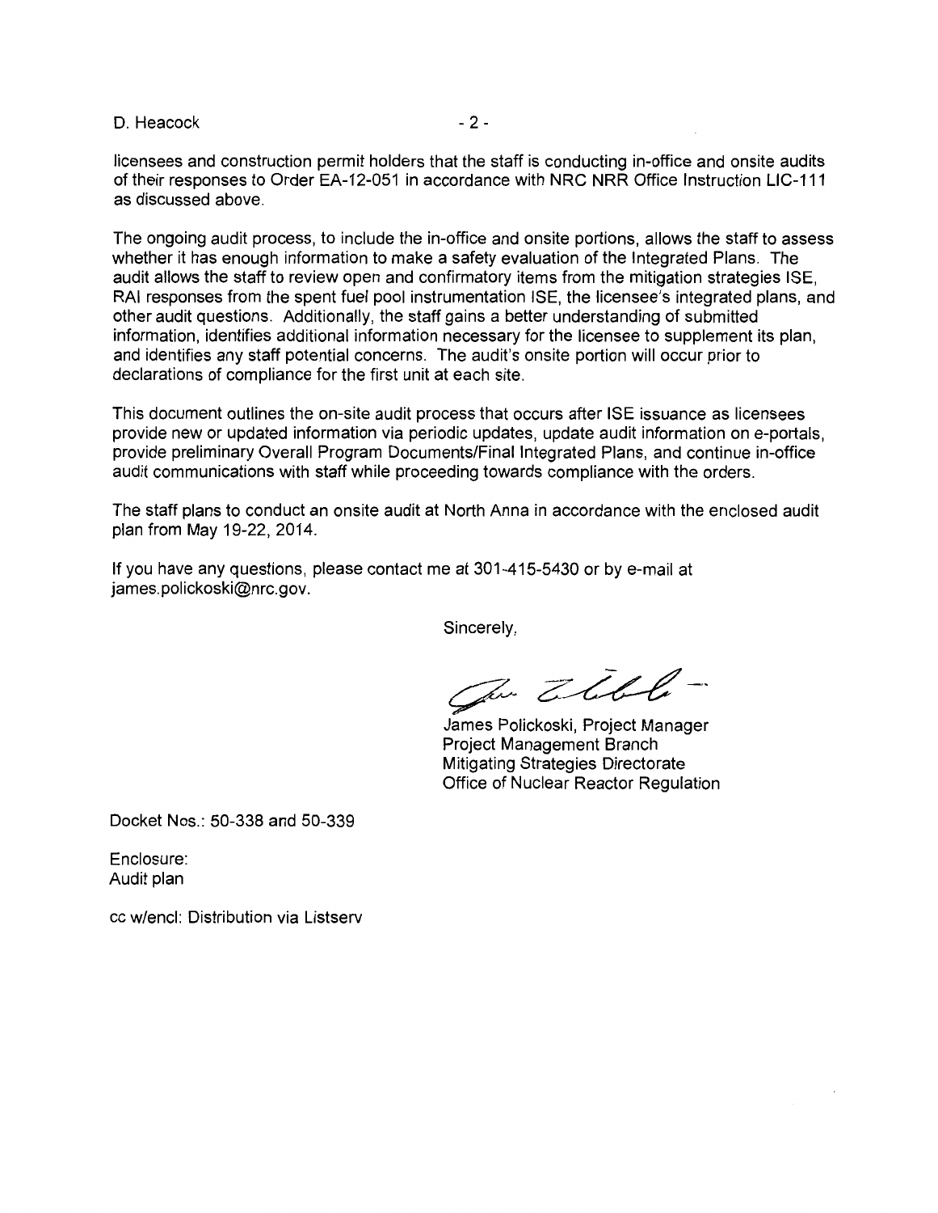licensees and construction permit holders that the staff is conducting in-office and onsite audits of their responses to Order EA-12-051 in accordance with NRC NRR Office Instruction LIC-111 as discussed above.

The ongoing audit process, to include the in-office and onsite portions, allows the staff to assess whether it has enough information to make a safety evaluation of the Integrated Plans. The audit allows the staff to review open and confirmatory items from the mitigation strategies ISE, RAI responses from the spent fuel pool instrumentation ISE, the licensee's integrated plans, and other audit questions. Additionally, the staff gains a better understanding of submitted information, identifies additional information necessary for the licensee to supplement its plan, and identifies any staff potential concerns. The audit's onsite portion will occur prior to declarations of compliance for the first unit at each site.

This document outlines the on-site audit process that occurs after ISE issuance as licensees provide new or updated information via periodic updates, update audit information on e-portals, provide preliminary Overall Program Documents/Final Integrated Plans, and continue in-office audit communications with staff while proceeding towards compliance with the orders.

The staff plans to conduct an onsite audit at North Anna in accordance with the enclosed audit plan from May 19-22, 2014.

If you have any questions, please contact me at 301-415-5430 or by e-mail at james.polickoski@nrc.gov.

Sincerely,

James Polickoski, Project Manager
Project Management Branch
Mitigating Strategies Directorate
Office of Nuclear Reactor Regulation

Docket Nos.: 50-338 and 50-339

Enclosure:
Audit plan

cc w/encl: Distribution via Listserv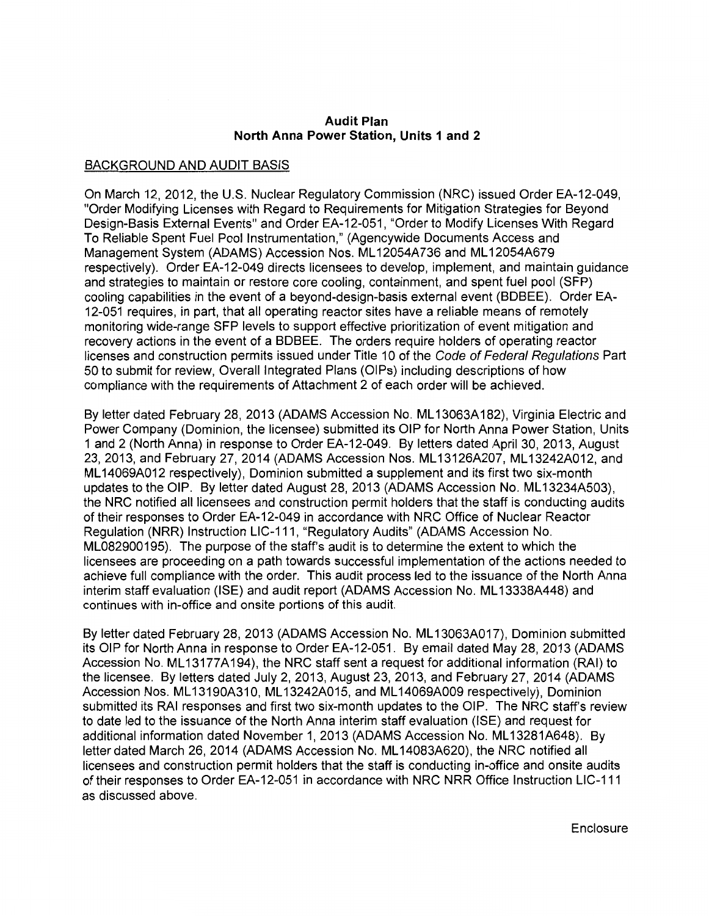**Audit Plan**
**North Anna Power Station, Units 1 and 2**

BACKGROUND AND AUDIT BASIS

On March 12, 2012, the U.S. Nuclear Regulatory Commission (NRC) issued Order EA-12-049, "Order Modifying Licenses with Regard to Requirements for Mitigation Strategies for Beyond Design-Basis External Events" and Order EA-12-051, "Order to Modify Licenses With Regard To Reliable Spent Fuel Pool Instrumentation," (Agencywide Documents Access and Management System (ADAMS) Accession Nos. ML12054A736 and ML12054A679 respectively). Order EA-12-049 directs licensees to develop, implement, and maintain guidance and strategies to maintain or restore core cooling, containment, and spent fuel pool (SFP) cooling capabilities in the event of a beyond-design-basis external event (BDBEE). Order EA-12-051 requires, in part, that all operating reactor sites have a reliable means of remotely monitoring wide-range SFP levels to support effective prioritization of event mitigation and recovery actions in the event of a BDBEE. The orders require holders of operating reactor licenses and construction permits issued under Title 10 of the *Code of Federal Regulations* Part 50 to submit for review, Overall Integrated Plans (OIPs) including descriptions of how compliance with the requirements of Attachment 2 of each order will be achieved.

By letter dated February 28, 2013 (ADAMS Accession No. ML13063A182), Virginia Electric and Power Company (Dominion, the licensee) submitted its OIP for North Anna Power Station, Units 1 and 2 (North Anna) in response to Order EA-12-049. By letters dated April 30, 2013, August 23, 2013, and February 27, 2014 (ADAMS Accession Nos. ML13126A207, ML13242A012, and ML14069A012 respectively), Dominion submitted a supplement and its first two six-month updates to the OIP. By letter dated August 28, 2013 (ADAMS Accession No. ML13234A503), the NRC notified all licensees and construction permit holders that the staff is conducting audits of their responses to Order EA-12-049 in accordance with NRC Office of Nuclear Reactor Regulation (NRR) Instruction LIC-111, "Regulatory Audits" (ADAMS Accession No. ML082900195). The purpose of the staff's audit is to determine the extent to which the licensees are proceeding on a path towards successful implementation of the actions needed to achieve full compliance with the order. This audit process led to the issuance of the North Anna interim staff evaluation (ISE) and audit report (ADAMS Accession No. ML13338A448) and continues with in-office and onsite portions of this audit.

By letter dated February 28, 2013 (ADAMS Accession No. ML13063A017), Dominion submitted its OIP for North Anna in response to Order EA-12-051. By email dated May 28, 2013 (ADAMS Accession No. ML13177A194), the NRC staff sent a request for additional information (RAI) to the licensee. By letters dated July 2, 2013, August 23, 2013, and February 27, 2014 (ADAMS Accession Nos. ML13190A310, ML13242A015, and ML14069A009 respectively), Dominion submitted its RAI responses and first two six-month updates to the OIP. The NRC staff's review to date led to the issuance of the North Anna interim staff evaluation (ISE) and request for additional information dated November 1, 2013 (ADAMS Accession No. ML13281A648). By letter dated March 26, 2014 (ADAMS Accession No. ML14083A620), the NRC notified all licensees and construction permit holders that the staff is conducting in-office and onsite audits of their responses to Order EA-12-051 in accordance with NRC NRR Office Instruction LIC-111 as discussed above.

Enclosure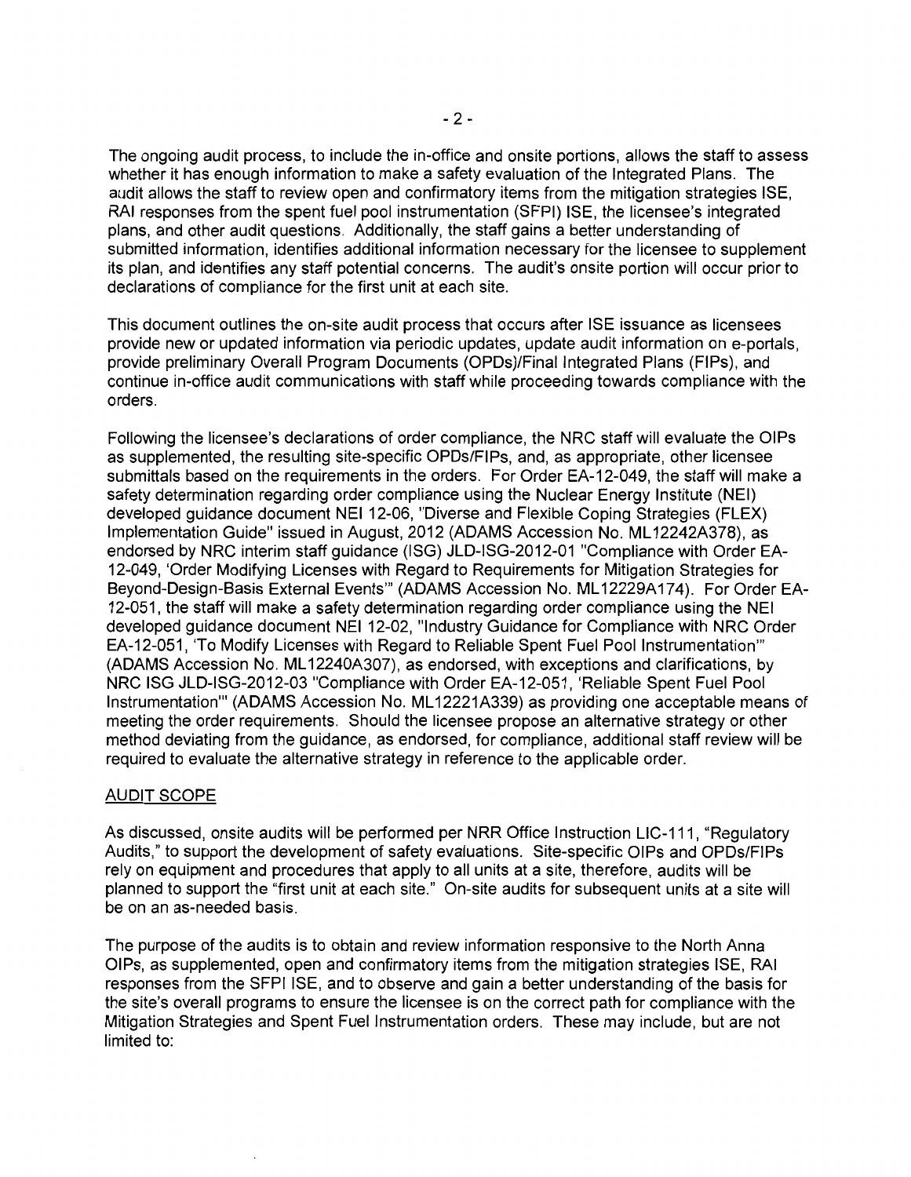The ongoing audit process, to include the in-office and onsite portions, allows the staff to assess whether it has enough information to make a safety evaluation of the Integrated Plans. The audit allows the staff to review open and confirmatory items from the mitigation strategies ISE, RAI responses from the spent fuel pool instrumentation (SFPI) ISE, the licensee's integrated plans, and other audit questions. Additionally, the staff gains a better understanding of submitted information, identifies additional information necessary for the licensee to supplement its plan, and identifies any staff potential concerns. The audit's onsite portion will occur prior to declarations of compliance for the first unit at each site.

This document outlines the on-site audit process that occurs after ISE issuance as licensees provide new or updated information via periodic updates, update audit information on e-portals, provide preliminary Overall Program Documents (OPDs)/Final Integrated Plans (FIPs), and continue in-office audit communications with staff while proceeding towards compliance with the orders.

Following the licensee's declarations of order compliance, the NRC staff will evaluate the OIPs as supplemented, the resulting site-specific OPDs/FIPs, and, as appropriate, other licensee submittals based on the requirements in the orders. For Order EA-12-049, the staff will make a safety determination regarding order compliance using the Nuclear Energy Institute (NEI) developed guidance document NEI 12-06, "Diverse and Flexible Coping Strategies (FLEX) Implementation Guide" issued in August, 2012 (ADAMS Accession No. ML12242A378), as endorsed by NRC interim staff guidance (ISG) JLD-ISG-2012-01 "Compliance with Order EA-12-049, 'Order Modifying Licenses with Regard to Requirements for Mitigation Strategies for Beyond-Design-Basis External Events'" (ADAMS Accession No. ML12229A174). For Order EA-12-051, the staff will make a safety determination regarding order compliance using the NEI developed guidance document NEI 12-02, "Industry Guidance for Compliance with NRC Order EA-12-051, 'To Modify Licenses with Regard to Reliable Spent Fuel Pool Instrumentation'" (ADAMS Accession No. ML12240A307), as endorsed, with exceptions and clarifications, by NRC ISG JLD-ISG-2012-03 "Compliance with Order EA-12-051, 'Reliable Spent Fuel Pool Instrumentation'" (ADAMS Accession No. ML12221A339) as providing one acceptable means of meeting the order requirements. Should the licensee propose an alternative strategy or other method deviating from the guidance, as endorsed, for compliance, additional staff review will be required to evaluate the alternative strategy in reference to the applicable order.

## AUDIT SCOPE

As discussed, onsite audits will be performed per NRR Office Instruction LIC-111, "Regulatory Audits," to support the development of safety evaluations. Site-specific OIPs and OPDs/FIPs rely on equipment and procedures that apply to all units at a site, therefore, audits will be planned to support the "first unit at each site." On-site audits for subsequent units at a site will be on an as-needed basis.

The purpose of the audits is to obtain and review information responsive to the North Anna OIPs, as supplemented, open and confirmatory items from the mitigation strategies ISE, RAI responses from the SFPI ISE, and to observe and gain a better understanding of the basis for the site's overall programs to ensure the licensee is on the correct path for compliance with the Mitigation Strategies and Spent Fuel Instrumentation orders. These may include, but are not limited to: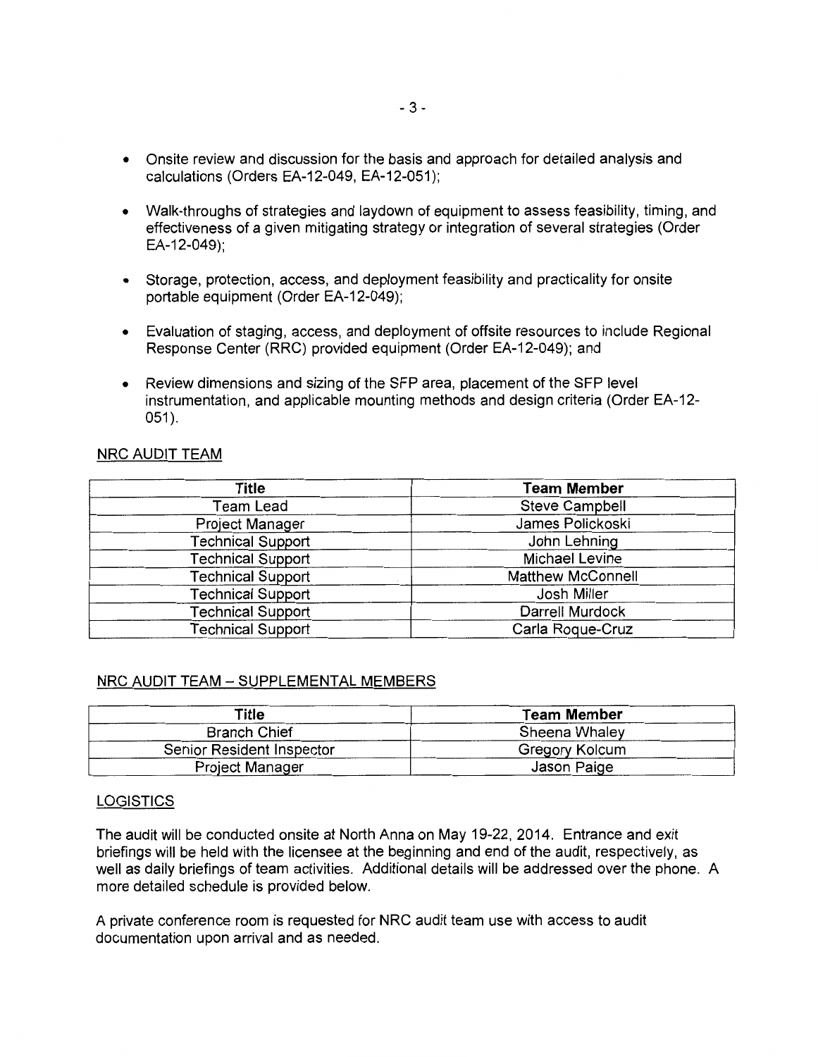- Onsite review and discussion for the basis and approach for detailed analysis and calculations (Orders EA-12-049, EA-12-051);
- Walk-throughs of strategies and laydown of equipment to assess feasibility, timing, and effectiveness of a given mitigating strategy or integration of several strategies (Order EA-12-049);
- Storage, protection, access, and deployment feasibility and practicality for onsite portable equipment (Order EA-12-049);
- Evaluation of staging, access, and deployment of offsite resources to include Regional Response Center (RRC) provided equipment (Order EA-12-049); and
- Review dimensions and sizing of the SFP area, placement of the SFP level instrumentation, and applicable mounting methods and design criteria (Order EA-12-051).

## NRC AUDIT TEAM

| Title | Team Member |
|---|---|
| Team Lead | Steve Campbell |
| Project Manager | James Polickoski |
| Technical Support | John Lehning |
| Technical Support | Michael Levine |
| Technical Support | Matthew McConnell |
| Technical Support | Josh Miller |
| Technical Support | Darrell Murdock |
| Technical Support | Carla Roque-Cruz |

## NRC AUDIT TEAM – SUPPLEMENTAL MEMBERS

| Title | Team Member |
|---|---|
| Branch Chief | Sheena Whaley |
| Senior Resident Inspector | Gregory Kolcum |
| Project Manager | Jason Paige |

## LOGISTICS

The audit will be conducted onsite at North Anna on May 19-22, 2014. Entrance and exit briefings will be held with the licensee at the beginning and end of the audit, respectively, as well as daily briefings of team activities. Additional details will be addressed over the phone. A more detailed schedule is provided below.

A private conference room is requested for NRC audit team use with access to audit documentation upon arrival and as needed.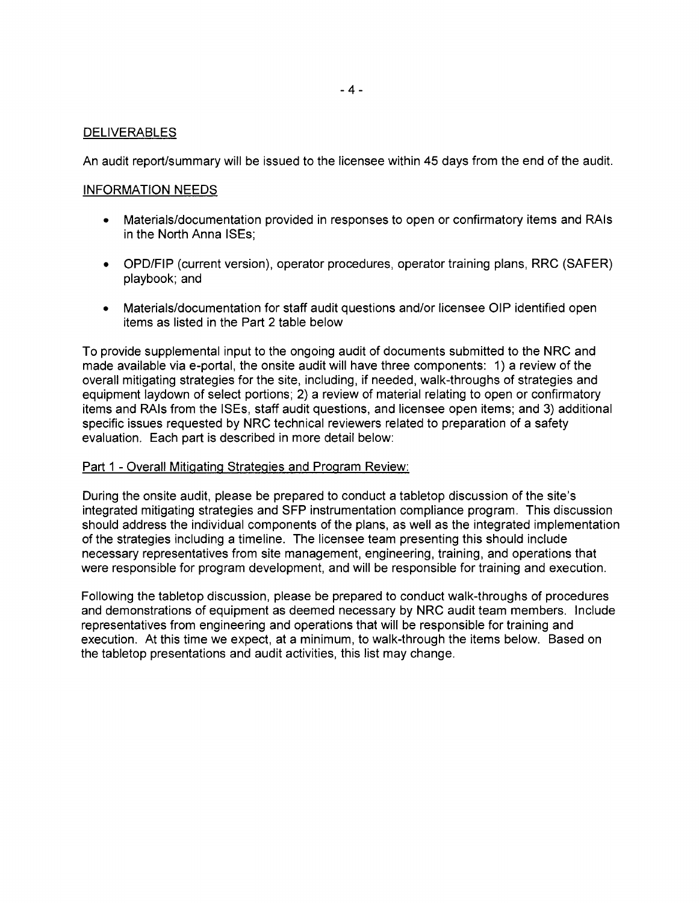## DELIVERABLES

An audit report/summary will be issued to the licensee within 45 days from the end of the audit.

## INFORMATION NEEDS

- Materials/documentation provided in responses to open or confirmatory items and RAIs in the North Anna ISEs;
- OPD/FIP (current version), operator procedures, operator training plans, RRC (SAFER) playbook; and
- Materials/documentation for staff audit questions and/or licensee OIP identified open items as listed in the Part 2 table below

To provide supplemental input to the ongoing audit of documents submitted to the NRC and made available via e-portal, the onsite audit will have three components: 1) a review of the overall mitigating strategies for the site, including, if needed, walk-throughs of strategies and equipment laydown of select portions; 2) a review of material relating to open or confirmatory items and RAIs from the ISEs, staff audit questions, and licensee open items; and 3) additional specific issues requested by NRC technical reviewers related to preparation of a safety evaluation. Each part is described in more detail below:

### Part 1 - Overall Mitigating Strategies and Program Review:

During the onsite audit, please be prepared to conduct a tabletop discussion of the site's integrated mitigating strategies and SFP instrumentation compliance program. This discussion should address the individual components of the plans, as well as the integrated implementation of the strategies including a timeline. The licensee team presenting this should include necessary representatives from site management, engineering, training, and operations that were responsible for program development, and will be responsible for training and execution.

Following the tabletop discussion, please be prepared to conduct walk-throughs of procedures and demonstrations of equipment as deemed necessary by NRC audit team members. Include representatives from engineering and operations that will be responsible for training and execution. At this time we expect, at a minimum, to walk-through the items below. Based on the tabletop presentations and audit activities, this list may change.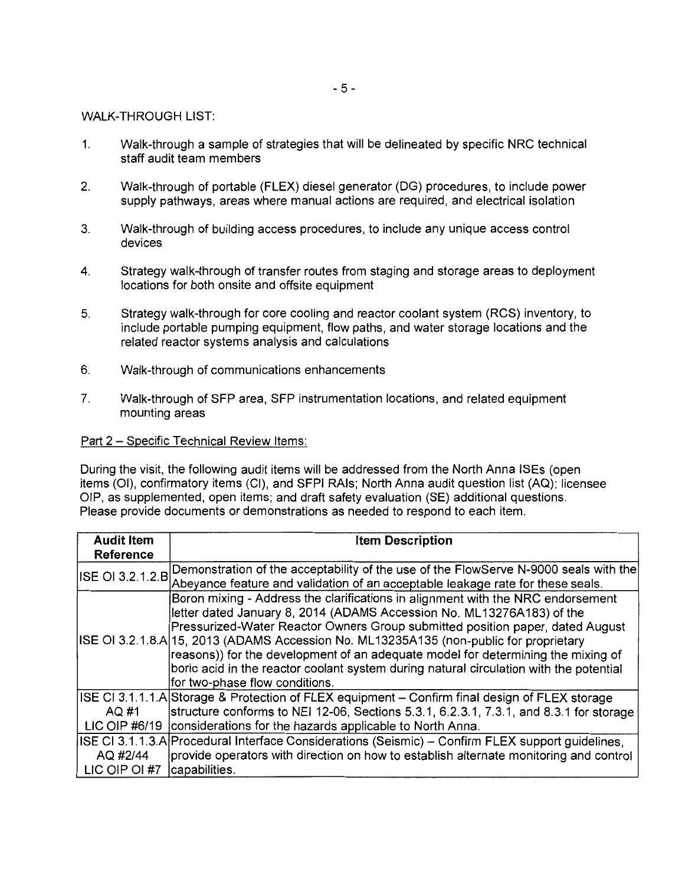WALK-THROUGH LIST:

1. Walk-through a sample of strategies that will be delineated by specific NRC technical staff audit team members

2. Walk-through of portable (FLEX) diesel generator (DG) procedures, to include power supply pathways, areas where manual actions are required, and electrical isolation

3. Walk-through of building access procedures, to include any unique access control devices

4. Strategy walk-through of transfer routes from staging and storage areas to deployment locations for both onsite and offsite equipment

5. Strategy walk-through for core cooling and reactor coolant system (RCS) inventory, to include portable pumping equipment, flow paths, and water storage locations and the related reactor systems analysis and calculations

6. Walk-through of communications enhancements

7. Walk-through of SFP area, SFP instrumentation locations, and related equipment mounting areas

Part 2 – Specific Technical Review Items:

During the visit, the following audit items will be addressed from the North Anna ISEs (open items (OI), confirmatory items (CI), and SFPI RAIs; North Anna audit question list (AQ); licensee OIP, as supplemented, open items; and draft safety evaluation (SE) additional questions. Please provide documents or demonstrations as needed to respond to each item.

| Audit Item Reference | Item Description |
|---|---|
| ISE OI 3.2.1.2.B | Demonstration of the acceptability of the use of the FlowServe N-9000 seals with the Abeyance feature and validation of an acceptable leakage rate for these seals. |
| ISE OI 3.2.1.8.A | Boron mixing - Address the clarifications in alignment with the NRC endorsement letter dated January 8, 2014 (ADAMS Accession No. ML13276A183) of the Pressurized-Water Reactor Owners Group submitted position paper, dated August 15, 2013 (ADAMS Accession No. ML13235A135 (non-public for proprietary reasons)) for the development of an adequate model for determining the mixing of boric acid in the reactor coolant system during natural circulation with the potential for two-phase flow conditions. |
| ISE CI 3.1.1.1.A<br>AQ #1<br>LIC OIP #6/19 | Storage & Protection of FLEX equipment – Confirm final design of FLEX storage structure conforms to NEI 12-06, Sections 5.3.1, 6.2.3.1, 7.3.1, and 8.3.1 for storage considerations for the hazards applicable to North Anna. |
| ISE CI 3.1.1.3.A<br>AQ #2/44<br>LIC OIP OI #7 | Procedural Interface Considerations (Seismic) – Confirm FLEX support guidelines, provide operators with direction on how to establish alternate monitoring and control capabilities. |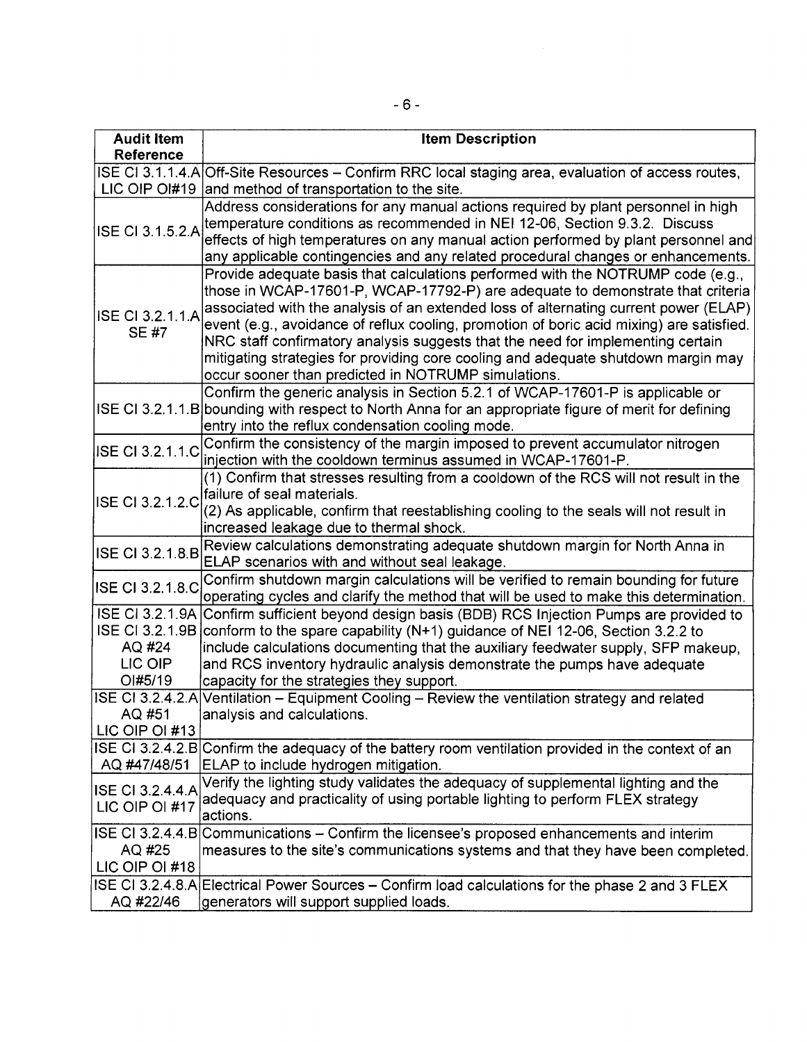| Audit Item Reference | Item Description |
|---|---|
| ISE CI 3.1.1.4.A LIC OIP OI#19 | Off-Site Resources – Confirm RRC local staging area, evaluation of access routes, and method of transportation to the site. |
| ISE CI 3.1.5.2.A | Address considerations for any manual actions required by plant personnel in high temperature conditions as recommended in NEI 12-06, Section 9.3.2. Discuss effects of high temperatures on any manual action performed by plant personnel and any applicable contingencies and any related procedural changes or enhancements. |
| ISE CI 3.2.1.1.A SE #7 | Provide adequate basis that calculations performed with the NOTRUMP code (e.g., those in WCAP-17601-P, WCAP-17792-P) are adequate to demonstrate that criteria associated with the analysis of an extended loss of alternating current power (ELAP) event (e.g., avoidance of reflux cooling, promotion of boric acid mixing) are satisfied. NRC staff confirmatory analysis suggests that the need for implementing certain mitigating strategies for providing core cooling and adequate shutdown margin may occur sooner than predicted in NOTRUMP simulations. |
| ISE CI 3.2.1.1.B | Confirm the generic analysis in Section 5.2.1 of WCAP-17601-P is applicable or bounding with respect to North Anna for an appropriate figure of merit for defining entry into the reflux condensation cooling mode. |
| ISE CI 3.2.1.1.C | Confirm the consistency of the margin imposed to prevent accumulator nitrogen injection with the cooldown terminus assumed in WCAP-17601-P. |
| ISE CI 3.2.1.2.C | (1) Confirm that stresses resulting from a cooldown of the RCS will not result in the failure of seal materials.<br>(2) As applicable, confirm that reestablishing cooling to the seals will not result in increased leakage due to thermal shock. |
| ISE CI 3.2.1.8.B | Review calculations demonstrating adequate shutdown margin for North Anna in ELAP scenarios with and without seal leakage. |
| ISE CI 3.2.1.8.C | Confirm shutdown margin calculations will be verified to remain bounding for future operating cycles and clarify the method that will be used to make this determination. |
| ISE CI 3.2.1.9A ISE CI 3.2.1.9B AQ #24 LIC OIP OI#5/19 | Confirm sufficient beyond design basis (BDB) RCS Injection Pumps are provided to conform to the spare capability (N+1) guidance of NEI 12-06, Section 3.2.2 to include calculations documenting that the auxiliary feedwater supply, SFP makeup, and RCS inventory hydraulic analysis demonstrate the pumps have adequate capacity for the strategies they support. |
| ISE CI 3.2.4.2.A AQ #51 LIC OIP OI #13 | Ventilation – Equipment Cooling – Review the ventilation strategy and related analysis and calculations. |
| ISE CI 3.2.4.2.B AQ #47/48/51 | Confirm the adequacy of the battery room ventilation provided in the context of an ELAP to include hydrogen mitigation. |
| ISE CI 3.2.4.4.A LIC OIP OI #17 | Verify the lighting study validates the adequacy of supplemental lighting and the adequacy and practicality of using portable lighting to perform FLEX strategy actions. |
| ISE CI 3.2.4.4.B AQ #25 LIC OIP OI #18 | Communications – Confirm the licensee's proposed enhancements and interim measures to the site's communications systems and that they have been completed. |
| ISE CI 3.2.4.8.A AQ #22/46 | Electrical Power Sources – Confirm load calculations for the phase 2 and 3 FLEX generators will support supplied loads. |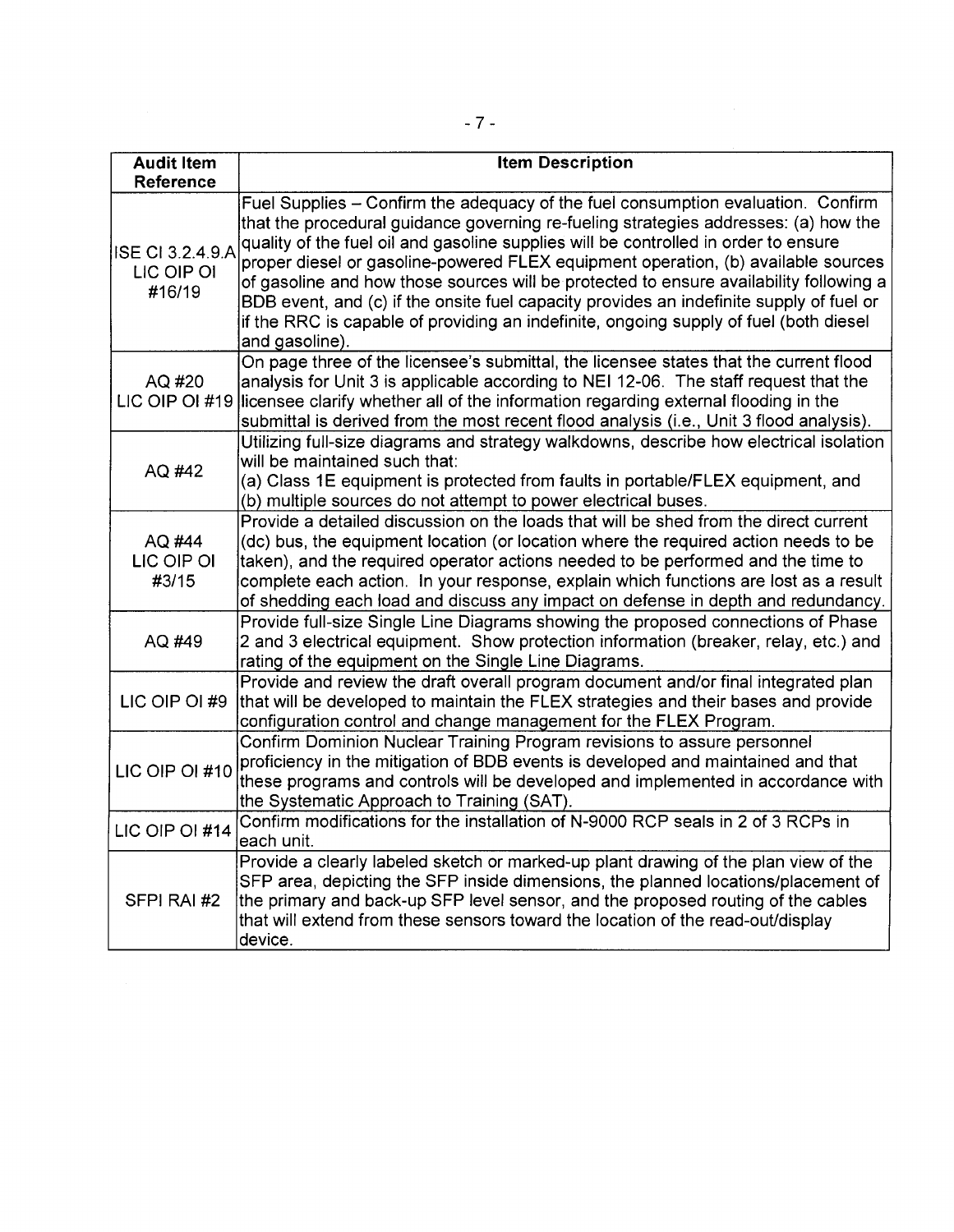| Audit Item Reference | Item Description |
| --- | --- |
| ISE CI 3.2.4.9.A LIC OIP OI #16/19 | Fuel Supplies – Confirm the adequacy of the fuel consumption evaluation. Confirm that the procedural guidance governing re-fueling strategies addresses: (a) how the quality of the fuel oil and gasoline supplies will be controlled in order to ensure proper diesel or gasoline-powered FLEX equipment operation, (b) available sources of gasoline and how those sources will be protected to ensure availability following a BDB event, and (c) if the onsite fuel capacity provides an indefinite supply of fuel or if the RRC is capable of providing an indefinite, ongoing supply of fuel (both diesel and gasoline). |
| AQ #20 LIC OIP OI #19 | On page three of the licensee's submittal, the licensee states that the current flood analysis for Unit 3 is applicable according to NEI 12-06. The staff request that the licensee clarify whether all of the information regarding external flooding in the submittal is derived from the most recent flood analysis (i.e., Unit 3 flood analysis). |
| AQ #42 | Utilizing full-size diagrams and strategy walkdowns, describe how electrical isolation will be maintained such that:<br>(a) Class 1E equipment is protected from faults in portable/FLEX equipment, and<br>(b) multiple sources do not attempt to power electrical buses. |
| AQ #44 LIC OIP OI #3/15 | Provide a detailed discussion on the loads that will be shed from the direct current (dc) bus, the equipment location (or location where the required action needs to be taken), and the required operator actions needed to be performed and the time to complete each action. In your response, explain which functions are lost as a result of shedding each load and discuss any impact on defense in depth and redundancy. |
| AQ #49 | Provide full-size Single Line Diagrams showing the proposed connections of Phase 2 and 3 electrical equipment. Show protection information (breaker, relay, etc.) and rating of the equipment on the Single Line Diagrams. |
| LIC OIP OI #9 | Provide and review the draft overall program document and/or final integrated plan that will be developed to maintain the FLEX strategies and their bases and provide configuration control and change management for the FLEX Program. |
| LIC OIP OI #10 | Confirm Dominion Nuclear Training Program revisions to assure personnel proficiency in the mitigation of BDB events is developed and maintained and that these programs and controls will be developed and implemented in accordance with the Systematic Approach to Training (SAT). |
| LIC OIP OI #14 | Confirm modifications for the installation of N-9000 RCP seals in 2 of 3 RCPs in each unit. |
| SFPI RAI #2 | Provide a clearly labeled sketch or marked-up plant drawing of the plan view of the SFP area, depicting the SFP inside dimensions, the planned locations/placement of the primary and back-up SFP level sensor, and the proposed routing of the cables that will extend from these sensors toward the location of the read-out/display device. |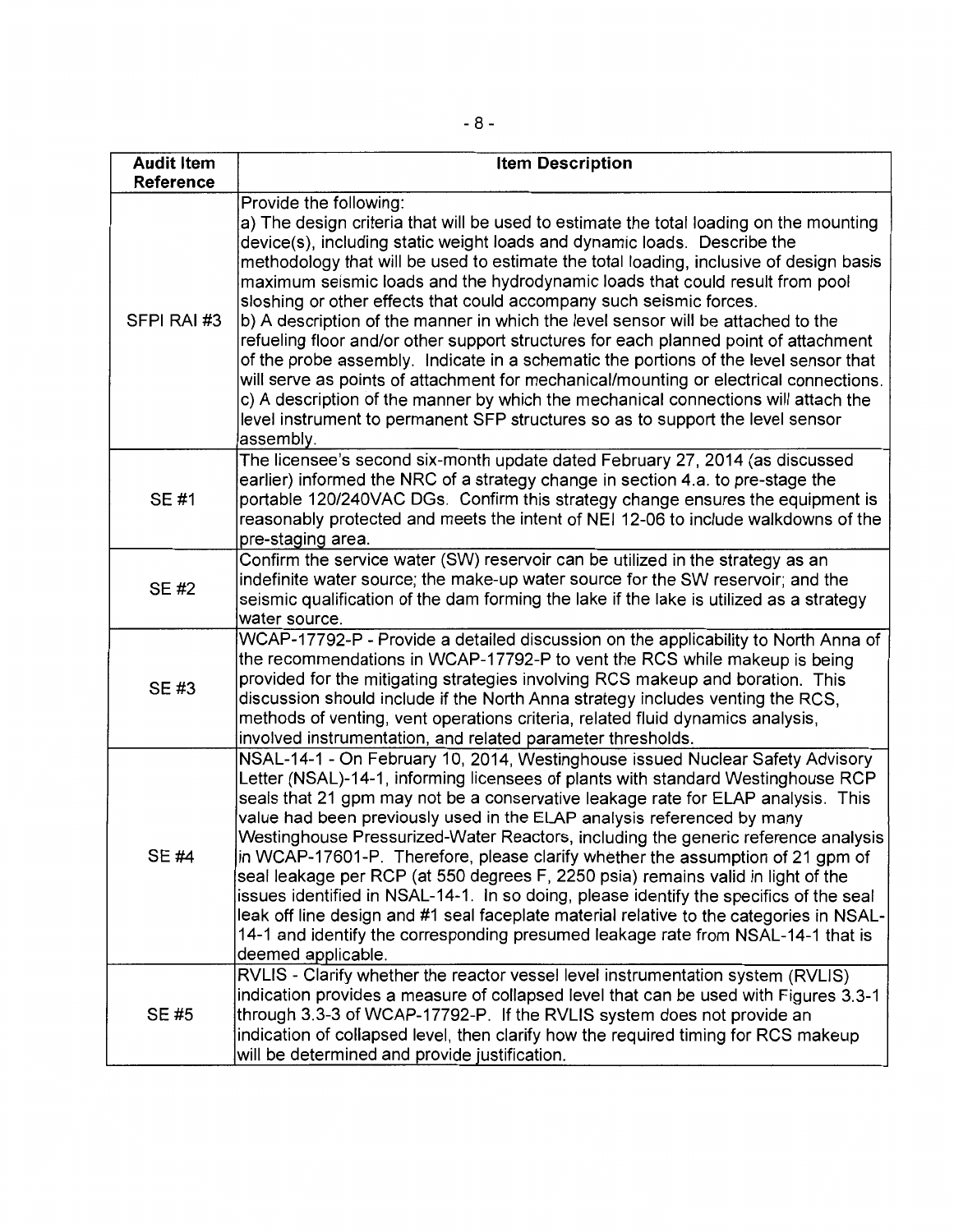| Audit Item Reference | Item Description |
|---|---|
| SFPI RAI #3 | Provide the following:<br>a) The design criteria that will be used to estimate the total loading on the mounting device(s), including static weight loads and dynamic loads. Describe the methodology that will be used to estimate the total loading, inclusive of design basis maximum seismic loads and the hydrodynamic loads that could result from pool sloshing or other effects that could accompany such seismic forces.<br>b) A description of the manner in which the level sensor will be attached to the refueling floor and/or other support structures for each planned point of attachment of the probe assembly. Indicate in a schematic the portions of the level sensor that will serve as points of attachment for mechanical/mounting or electrical connections.<br>c) A description of the manner by which the mechanical connections will attach the level instrument to permanent SFP structures so as to support the level sensor assembly. |
| SE #1 | The licensee's second six-month update dated February 27, 2014 (as discussed earlier) informed the NRC of a strategy change in section 4.a. to pre-stage the portable 120/240VAC DGs. Confirm this strategy change ensures the equipment is reasonably protected and meets the intent of NEI 12-06 to include walkdowns of the pre-staging area. |
| SE #2 | Confirm the service water (SW) reservoir can be utilized in the strategy as an indefinite water source; the make-up water source for the SW reservoir; and the seismic qualification of the dam forming the lake if the lake is utilized as a strategy water source. |
| SE #3 | WCAP-17792-P - Provide a detailed discussion on the applicability to North Anna of the recommendations in WCAP-17792-P to vent the RCS while makeup is being provided for the mitigating strategies involving RCS makeup and boration. This discussion should include if the North Anna strategy includes venting the RCS, methods of venting, vent operations criteria, related fluid dynamics analysis, involved instrumentation, and related parameter thresholds. |
| SE #4 | NSAL-14-1 - On February 10, 2014, Westinghouse issued Nuclear Safety Advisory Letter (NSAL)-14-1, informing licensees of plants with standard Westinghouse RCP seals that 21 gpm may not be a conservative leakage rate for ELAP analysis. This value had been previously used in the ELAP analysis referenced by many Westinghouse Pressurized-Water Reactors, including the generic reference analysis in WCAP-17601-P. Therefore, please clarify whether the assumption of 21 gpm of seal leakage per RCP (at 550 degrees F, 2250 psia) remains valid in light of the issues identified in NSAL-14-1. In so doing, please identify the specifics of the seal leak off line design and #1 seal faceplate material relative to the categories in NSAL-14-1 and identify the corresponding presumed leakage rate from NSAL-14-1 that is deemed applicable. |
| SE #5 | RVLIS - Clarify whether the reactor vessel level instrumentation system (RVLIS) indication provides a measure of collapsed level that can be used with Figures 3.3-1 through 3.3-3 of WCAP-17792-P. If the RVLIS system does not provide an indication of collapsed level, then clarify how the required timing for RCS makeup will be determined and provide justification. |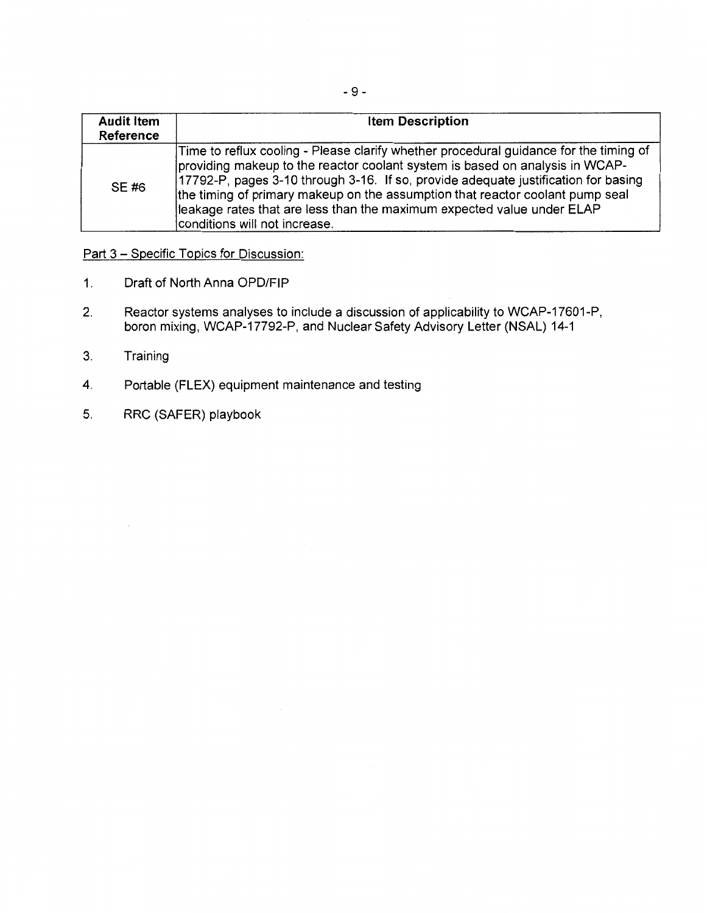| Audit Item Reference | Item Description |
|---|---|
| SE #6 | Time to reflux cooling - Please clarify whether procedural guidance for the timing of providing makeup to the reactor coolant system is based on analysis in WCAP-17792-P, pages 3-10 through 3-16. If so, provide adequate justification for basing the timing of primary makeup on the assumption that reactor coolant pump seal leakage rates that are less than the maximum expected value under ELAP conditions will not increase. |

Part 3 – Specific Topics for Discussion:

1. Draft of North Anna OPD/FIP
2. Reactor systems analyses to include a discussion of applicability to WCAP-17601-P, boron mixing, WCAP-17792-P, and Nuclear Safety Advisory Letter (NSAL) 14-1
3. Training
4. Portable (FLEX) equipment maintenance and testing
5. RRC (SAFER) playbook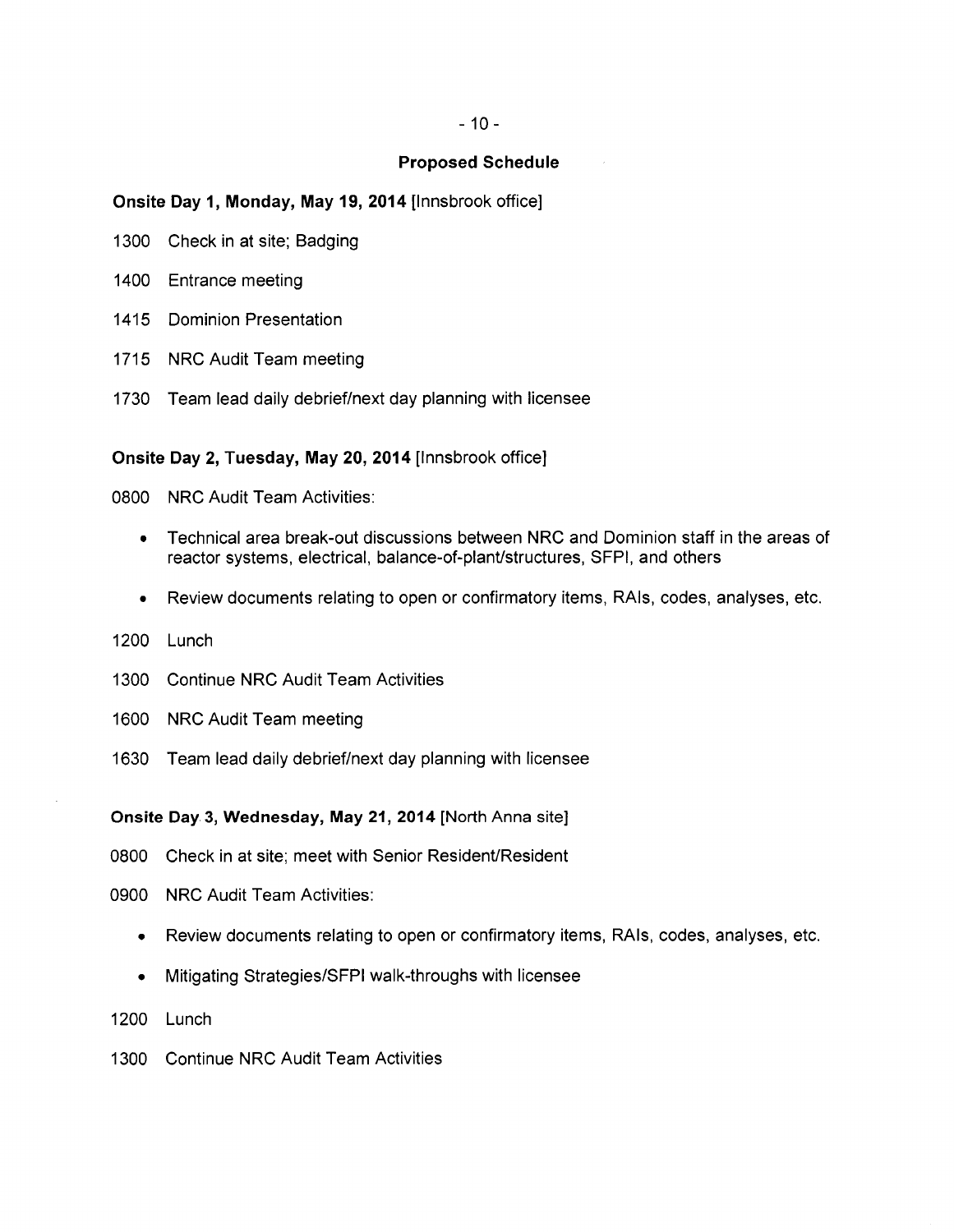## Proposed Schedule

**Onsite Day 1, Monday, May 19, 2014** [Innsbrook office]

1300 Check in at site; Badging

1400 Entrance meeting

1415 Dominion Presentation

1715 NRC Audit Team meeting

1730 Team lead daily debrief/next day planning with licensee

**Onsite Day 2, Tuesday, May 20, 2014** [Innsbrook office]

0800 NRC Audit Team Activities:

- Technical area break-out discussions between NRC and Dominion staff in the areas of reactor systems, electrical, balance-of-plant/structures, SFPI, and others
- Review documents relating to open or confirmatory items, RAIs, codes, analyses, etc.

1200 Lunch

1300 Continue NRC Audit Team Activities

1600 NRC Audit Team meeting

1630 Team lead daily debrief/next day planning with licensee

**Onsite Day 3, Wednesday, May 21, 2014** [North Anna site]

0800 Check in at site; meet with Senior Resident/Resident

0900 NRC Audit Team Activities:

- Review documents relating to open or confirmatory items, RAIs, codes, analyses, etc.
- Mitigating Strategies/SFPI walk-throughs with licensee

1200 Lunch

1300 Continue NRC Audit Team Activities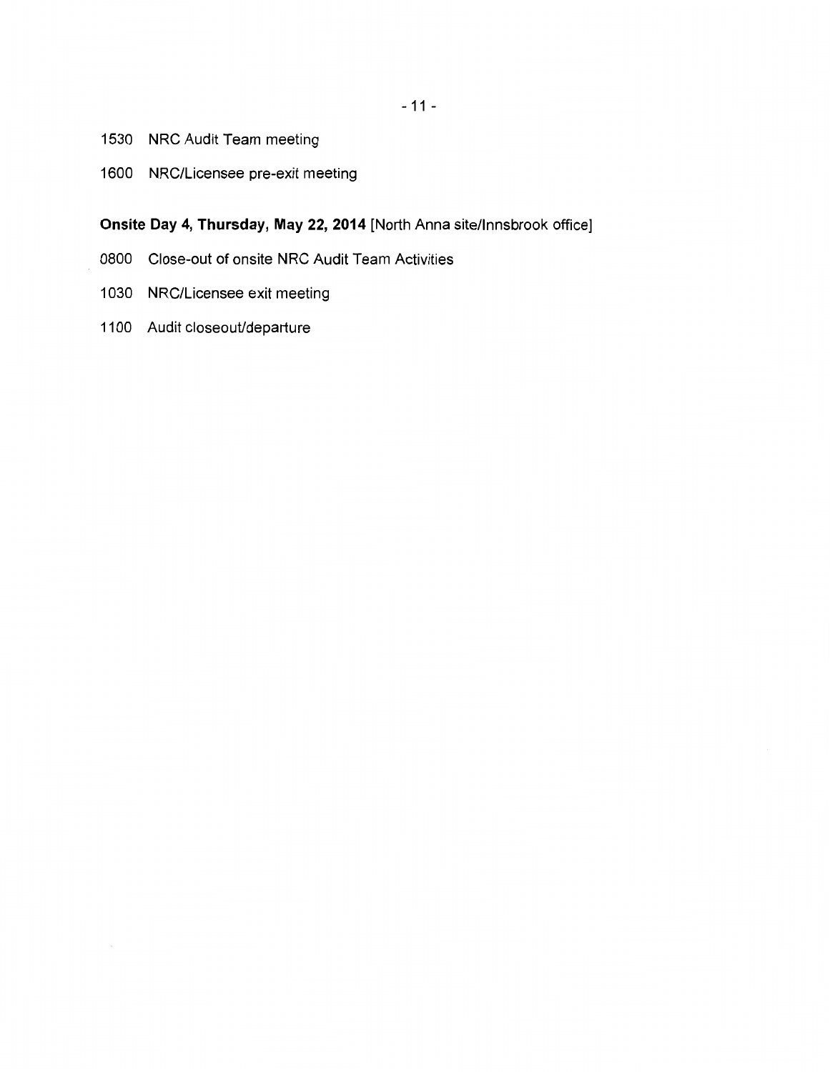1530 NRC Audit Team meeting

1600 NRC/Licensee pre-exit meeting

**Onsite Day 4, Thursday, May 22, 2014** [North Anna site/Innsbrook office]

0800 Close-out of onsite NRC Audit Team Activities

1030 NRC/Licensee exit meeting

1100 Audit closeout/departure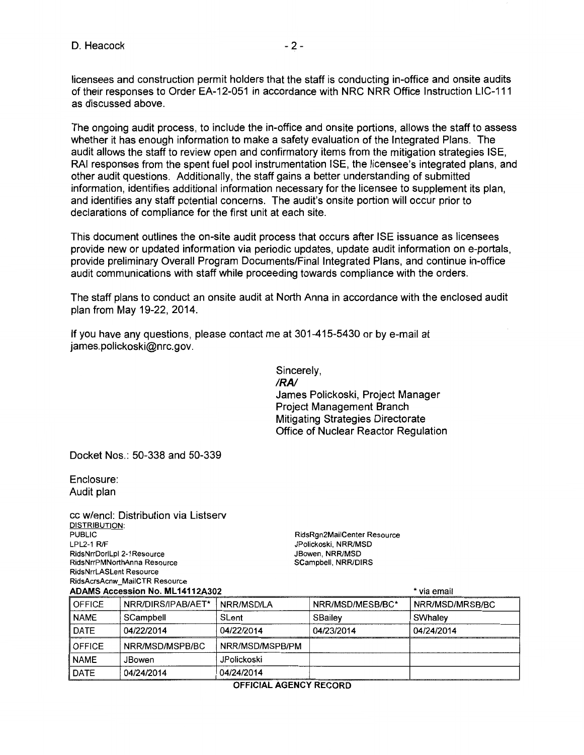licensees and construction permit holders that the staff is conducting in-office and onsite audits of their responses to Order EA-12-051 in accordance with NRC NRR Office Instruction LIC-111 as discussed above.

The ongoing audit process, to include the in-office and onsite portions, allows the staff to assess whether it has enough information to make a safety evaluation of the Integrated Plans. The audit allows the staff to review open and confirmatory items from the mitigation strategies ISE, RAI responses from the spent fuel pool instrumentation ISE, the licensee's integrated plans, and other audit questions. Additionally, the staff gains a better understanding of submitted information, identifies additional information necessary for the licensee to supplement its plan, and identifies any staff potential concerns. The audit's onsite portion will occur prior to declarations of compliance for the first unit at each site.

This document outlines the on-site audit process that occurs after ISE issuance as licensees provide new or updated information via periodic updates, update audit information on e-portals, provide preliminary Overall Program Documents/Final Integrated Plans, and continue in-office audit communications with staff while proceeding towards compliance with the orders.

The staff plans to conduct an onsite audit at North Anna in accordance with the enclosed audit plan from May 19-22, 2014.

If you have any questions, please contact me at 301-415-5430 or by e-mail at james.polickoski@nrc.gov.

Sincerely,
*/RA/*
James Polickoski, Project Manager
Project Management Branch
Mitigating Strategies Directorate
Office of Nuclear Reactor Regulation

Docket Nos.: 50-338 and 50-339

Enclosure:
Audit plan

cc w/encl: Distribution via Listserv

DISTRIBUTION:
PUBLIC
LPL2-1 R/F
RidsNrrDorlLpl 2-1Resource
RidsNrrPMNorthAnna Resource
RidsNrrLASLent Resource
RidsAcrsAcnw_MailCTR Resource
RidsRgn2MailCenter Resource
JPolickoski, NRR/MSD
JBowen, NRR/MSD
SCampbell, NRR/DIRS

**ADAMS Accession No. ML14112A302** * via email

| OFFICE | NRR/DIRS/IPAB/AET* | NRR/MSD/LA | NRR/MSD/MESB/BC* | NRR/MSD/MRSB/BC |
|---|---|---|---|---|
| NAME | SCampbell | SLent | SBailey | SWhaley |
| DATE | 04/22/2014 | 04/22/2014 | 04/23/2014 | 04/24/2014 |
| OFFICE | NRR/MSD/MSPB/BC | NRR/MSD/MSPB/PM | | |
| NAME | JBowen | JPolickoski | | |
| DATE | 04/24/2014 | 04/24/2014 | | |

**OFFICIAL AGENCY RECORD**